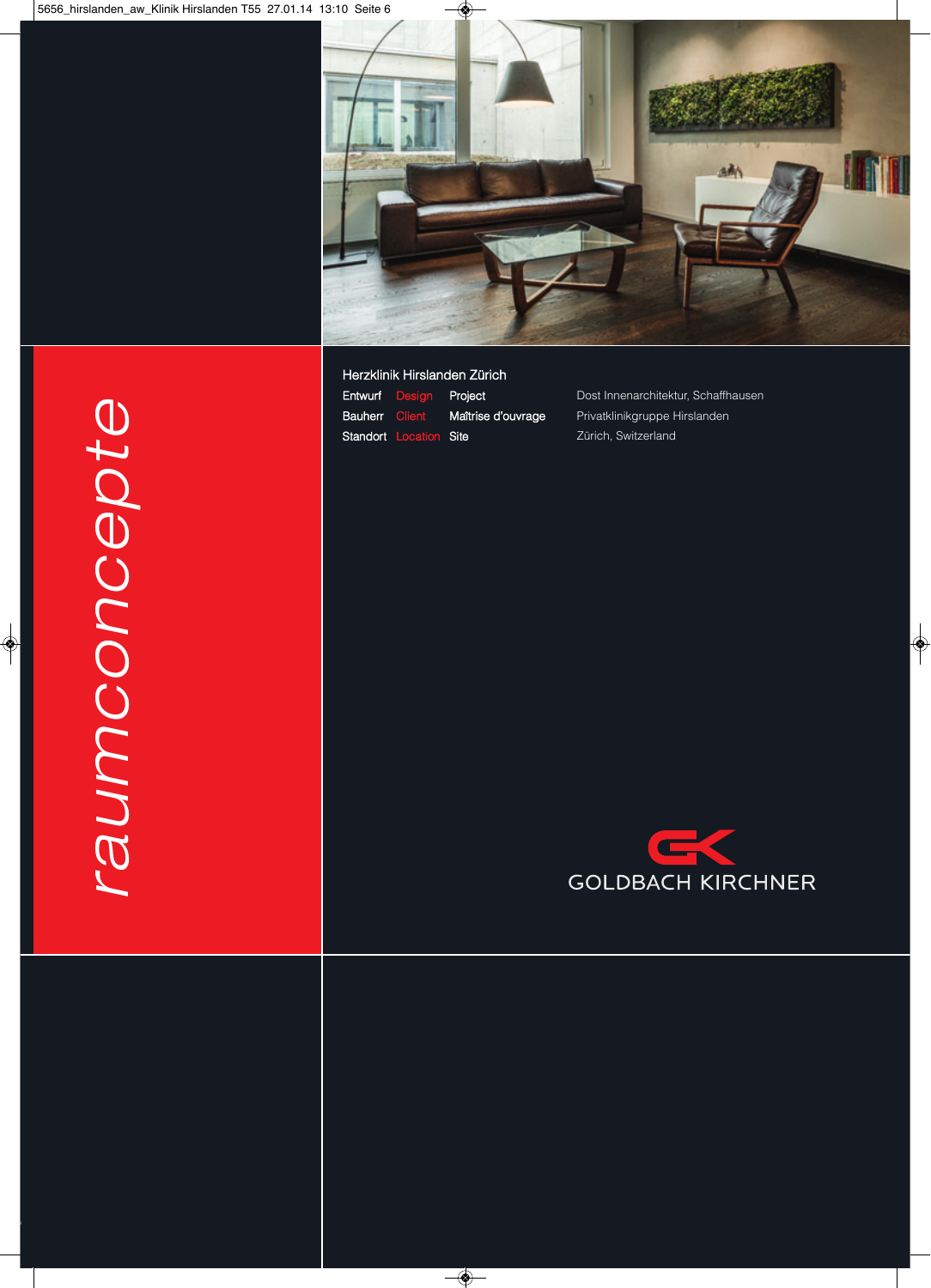*raumconcepte*

## Herzklinik Hirslanden Zürich

| | | | |
|---|---|---|---|
| Entwurf | Design | Project | Dost Innenarchitektur, Schaffhausen |
| Bauherr | Client | Maîtrise d'ouvrage | Privatklinikgruppe Hirslanden |
| Standort | Location | Site | Zürich, Switzerland |

GOLDBACH KIRCHNER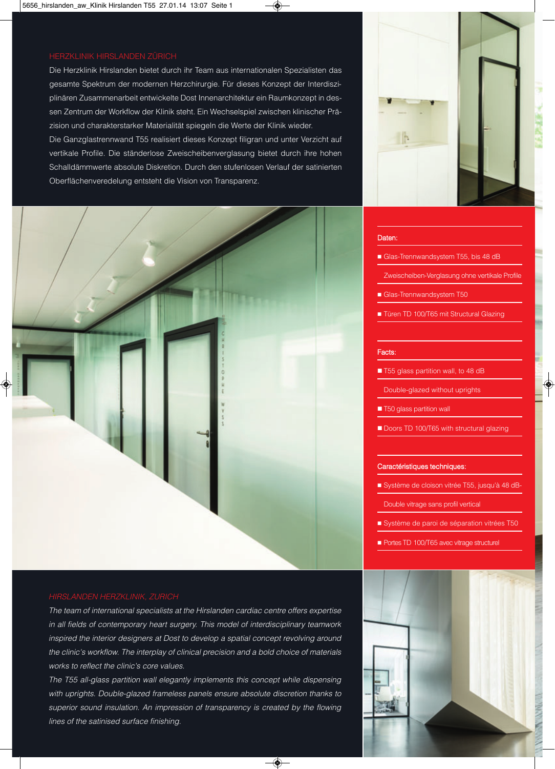## HERZKLINIK HIRSLANDEN ZÜRICH

Die Herzklinik Hirslanden bietet durch ihr Team aus internationalen Spezialisten das gesamte Spektrum der modernen Herzchirurgie. Für dieses Konzept der Interdisziplinären Zusammenarbeit entwickelte Dost Innenarchitektur ein Raumkonzept in dessen Zentrum der Workflow der Klinik steht. Ein Wechselspiel zwischen klinischer Präzision und charakterstarker Materialität spiegeln die Werte der Klinik wieder.
Die Ganzglastrennwand T55 realisiert dieses Konzept filigran und unter Verzicht auf vertikale Profile. Die ständerlose Zweischeibenverglasung bietet durch ihre hohen Schalldämmwerte absolute Diskretion. Durch den stufenlosen Verlauf der satinierten Oberflächenveredelung entsteht die Vision von Transparenz.

**Daten:**

- Glas-Trennwandsystem T55, bis 48 dB
  Zweischeiben-Verglasung ohne vertikale Profile
- Glas-Trennwandsystem T50
- Türen TD 100/T65 mit Structural Glazing

**Facts:**

- T55 glass partition wall, to 48 dB
  Double-glazed without uprights
- T50 glass partition wall
- Doors TD 100/T65 with structural glazing

**Caractéristiques techniques:**

- Système de cloison vitrée T55, jusqu'à 48 dB-
  Double vitrage sans profil vertical
- Système de paroi de séparation vitrées T50
- Portes TD 100/T65 avec vitrage structurel

## *HIRSLANDEN HERZKLINIK, ZURICH*

*The team of international specialists at the Hirslanden cardiac centre offers expertise in all fields of contemporary heart surgery. This model of interdisciplinary teamwork inspired the interior designers at Dost to develop a spatial concept revolving around the clinic's workflow. The interplay of clinical precision and a bold choice of materials works to reflect the clinic's core values.*
*The T55 all-glass partition wall elegantly implements this concept while dispensing with uprights. Double-glazed frameless panels ensure absolute discretion thanks to superior sound insulation. An impression of transparency is created by the flowing lines of the satinised surface finishing.*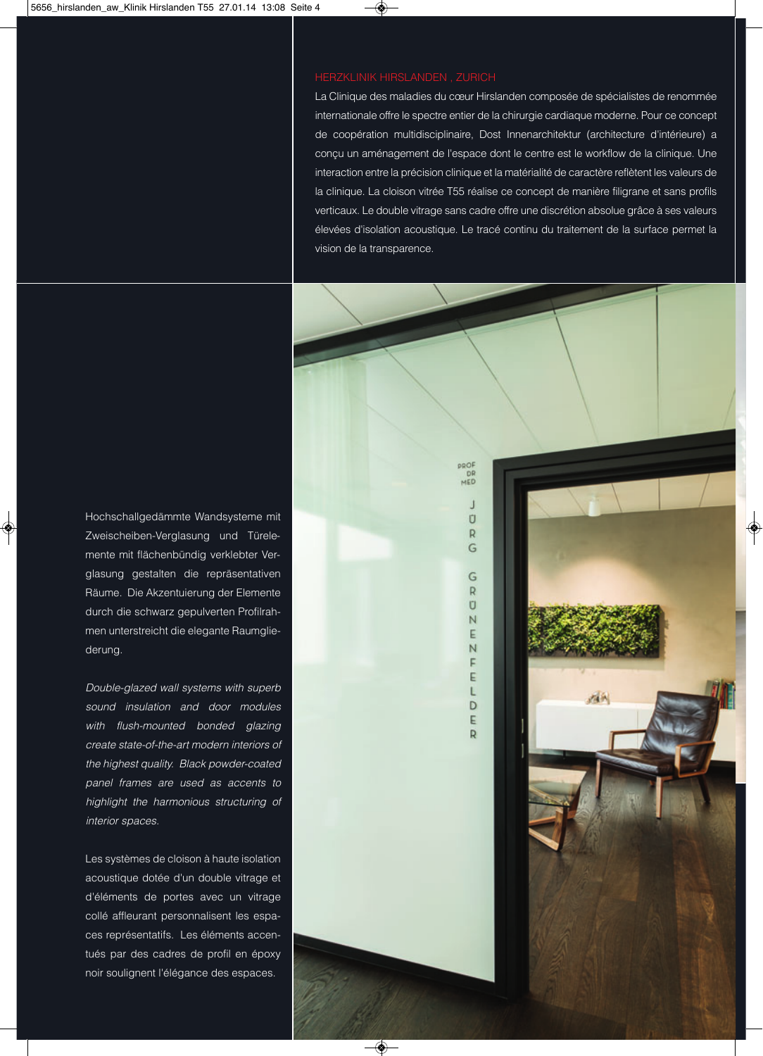## HERZKLINIK HIRSLANDEN , ZURICH

La Clinique des maladies du cœur Hirslanden composée de spécialistes de renommée internationale offre le spectre entier de la chirurgie cardiaque moderne. Pour ce concept de coopération multidisciplinaire, Dost Innenarchitektur (architecture d'intérieure) a conçu un aménagement de l'espace dont le centre est le workflow de la clinique. Une interaction entre la précision clinique et la matérialité de caractère reflètent les valeurs de la clinique. La cloison vitrée T55 réalise ce concept de manière filigrane et sans profils verticaux. Le double vitrage sans cadre offre une discrétion absolue grâce à ses valeurs élevées d'isolation acoustique. Le tracé continu du traitement de la surface permet la vision de la transparence.

Hochschallgedämmte Wandsysteme mit Zweischeiben-Verglasung und Türelemente mit flächenbündig verklebter Verglasung gestalten die repräsentativen Räume. Die Akzentuierung der Elemente durch die schwarz gepulverten Profilrahmen unterstreicht die elegante Raumgliederung.

*Double-glazed wall systems with superb sound insulation and door modules with flush-mounted bonded glazing create state-of-the-art modern interiors of the highest quality. Black powder-coated panel frames are used as accents to highlight the harmonious structuring of interior spaces.*

Les systèmes de cloison à haute isolation acoustique dotée d'un double vitrage et d'éléments de portes avec un vitrage collé affleurant personnalisent les espaces représentatifs. Les éléments accentués par des cadres de profil en époxy noir soulignent l'élégance des espaces.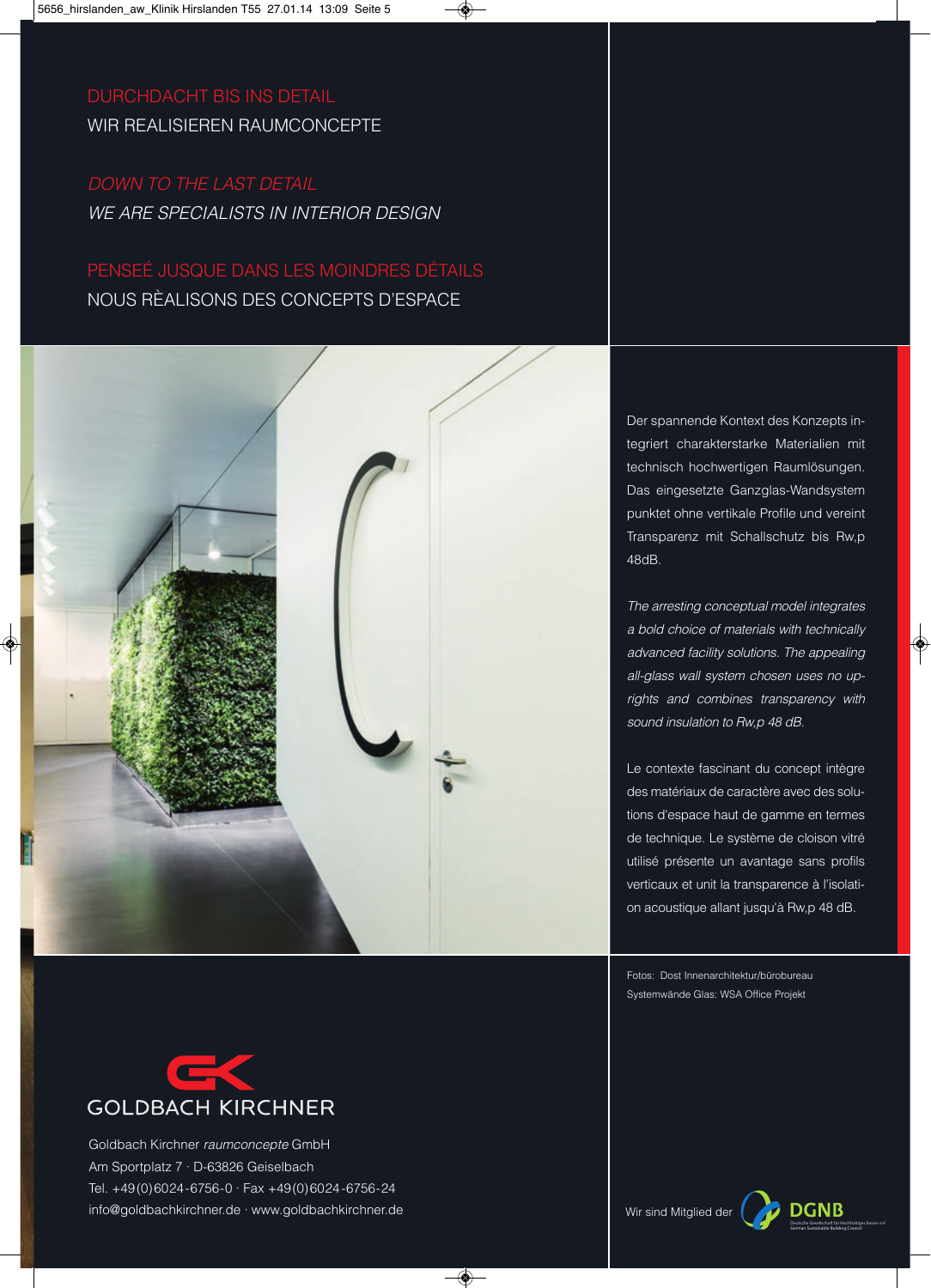DURCHDACHT BIS INS DETAIL
WIR REALISIEREN RAUMCONCEPTE

*DOWN TO THE LAST DETAIL*
*WE ARE SPECIALISTS IN INTERIOR DESIGN*

PENSEÉ JUSQUE DANS LES MOINDRES DÉTAILS
NOUS RÈALISONS DES CONCEPTS D'ESPACE

Der spannende Kontext des Konzepts integriert charakterstarke Materialien mit technisch hochwertigen Raumlösungen. Das eingesetzte Ganzglas-Wandsystem punktet ohne vertikale Profile und vereint Transparenz mit Schallschutz bis Rw,p 48dB.

*The arresting conceptual model integrates a bold choice of materials with technically advanced facility solutions. The appealing all-glass wall system chosen uses no uprights and combines transparency with sound insulation to Rw,p 48 dB.*

Le contexte fascinant du concept intègre des matériaux de caractère avec des solutions d'espace haut de gamme en termes de technique. Le système de cloison vitré utilisé présente un avantage sans profils verticaux et unit la transparence à l'isolation acoustique allant jusqu'à Rw,p 48 dB.

Fotos: Dost Innenarchitektur/bürobureau
Systemwände Glas: WSA Office Projekt

GOLDBACH KIRCHNER

Goldbach Kirchner *raumconcepte* GmbH
Am Sportplatz 7 · D-63826 Geiselbach
Tel. +49(0)6024-6756-0 · Fax +49(0)6024-6756-24
info@goldbachkirchner.de · www.goldbachkirchner.de

Wir sind Mitglied der DGNB